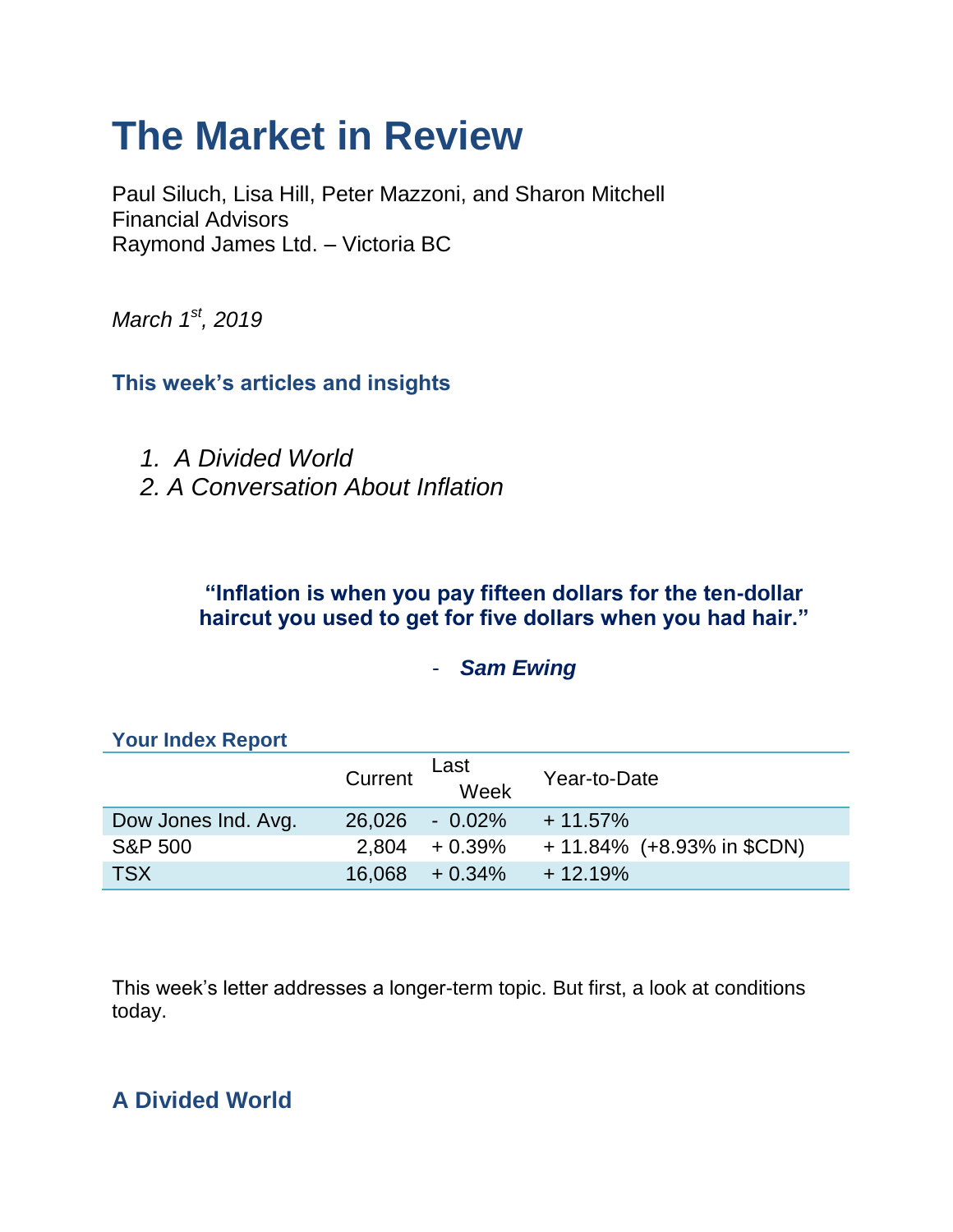# The Market in Review

Paul Siluch, Lisa Hill, Peter Mazzoni, and Sharon Mitchell
Financial Advisors
Raymond James Ltd. – Victoria BC

*March 1st, 2019*

### This week's articles and insights

1. *A Divided World*
2. *A Conversation About Inflation*

> **"Inflation is when you pay fifteen dollars for the ten-dollar haircut you used to get for five dollars when you had hair."**
>
> \- ***Sam Ewing***

**Your Index Report**

| | Current | Last Week | Year-to-Date |
|---|---|---|---|
| Dow Jones Ind. Avg. | 26,026 | - 0.02% | + 11.57% |
| S&P 500 | 2,804 | + 0.39% | + 11.84% (+8.93% in $CDN) |
| TSX | 16,068 | + 0.34% | + 12.19% |

This week's letter addresses a longer-term topic. But first, a look at conditions today.

## A Divided World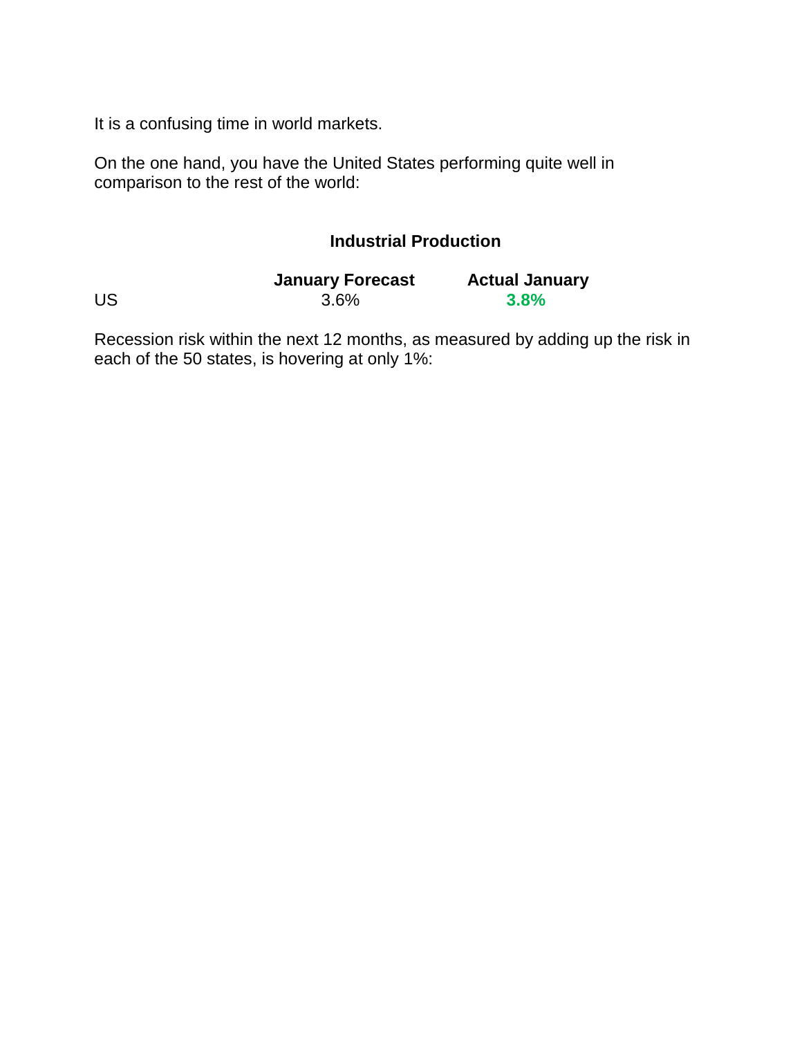It is a confusing time in world markets.

On the one hand, you have the United States performing quite well in comparison to the rest of the world:

**Industrial Production**

| | **January Forecast** | **Actual January** |
|---|---|---|
| US | 3.6% | **3.8%** |

Recession risk within the next 12 months, as measured by adding up the risk in each of the 50 states, is hovering at only 1%: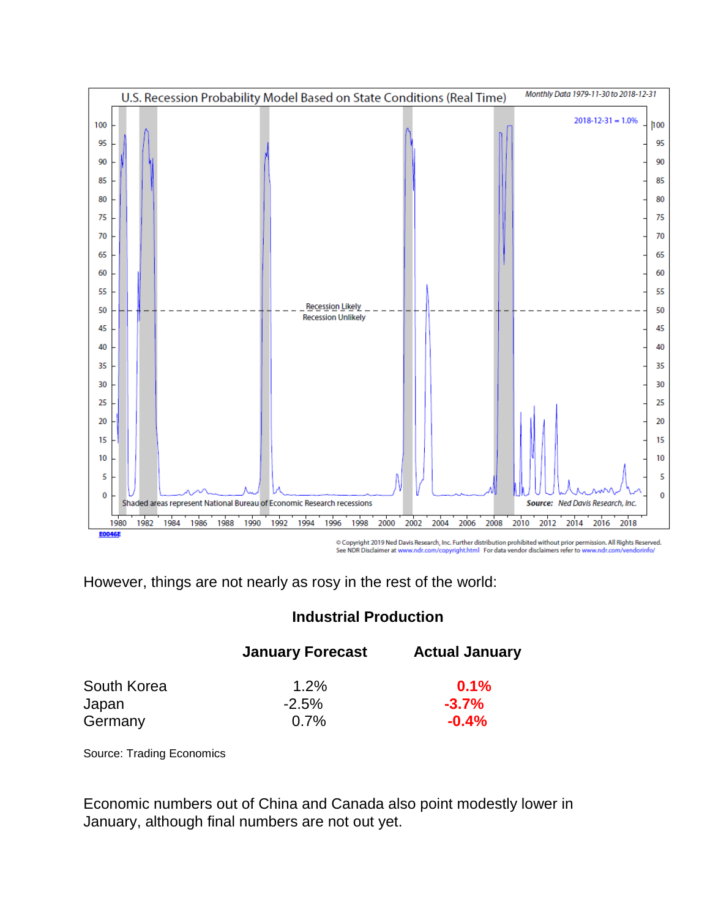However, things are not nearly as rosy in the rest of the world:

**Industrial Production**

| | **January Forecast** | **Actual January** |
|---|---|---|
| South Korea | 1.2% | **0.1%** |
| Japan | -2.5% | **-3.7%** |
| Germany | 0.7% | **-0.4%** |

Source: Trading Economics

Economic numbers out of China and Canada also point modestly lower in January, although final numbers are not out yet.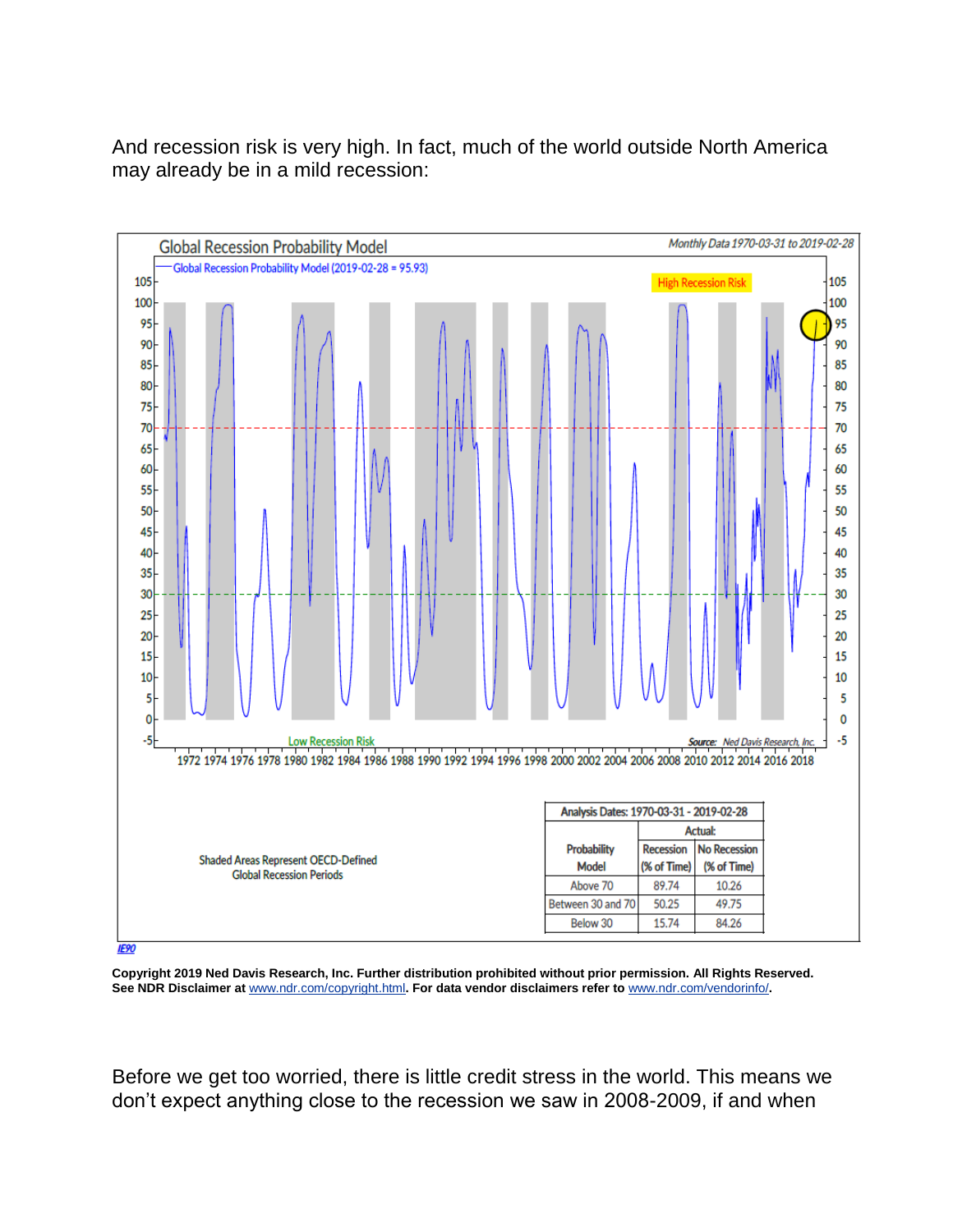And recession risk is very high. In fact, much of the world outside North America may already be in a mild recession:

Global Recession Probability Model

Monthly Data 1970-03-31 to 2019-02-28

Global Recession Probability Model (2019-02-28 = 95.93)

High Recession Risk

Low Recession Risk

Source: Ned Davis Research, Inc.

Shaded Areas Represent OECD-Defined Global Recession Periods

| Analysis Dates: 1970-03-31 - 2019-02-28 | | |
|---|---|---|
| | Actual: | |
| Probability Model | Recession (% of Time) | No Recession (% of Time) |
| Above 70 | 89.74 | 10.26 |
| Between 30 and 70 | 50.25 | 49.75 |
| Below 30 | 15.74 | 84.26 |

IE90

**Copyright 2019 Ned Davis Research, Inc. Further distribution prohibited without prior permission. All Rights Reserved. See NDR Disclaimer at www.ndr.com/copyright.html. For data vendor disclaimers refer to www.ndr.com/vendorinfo/.**

Before we get too worried, there is little credit stress in the world. This means we don't expect anything close to the recession we saw in 2008-2009, if and when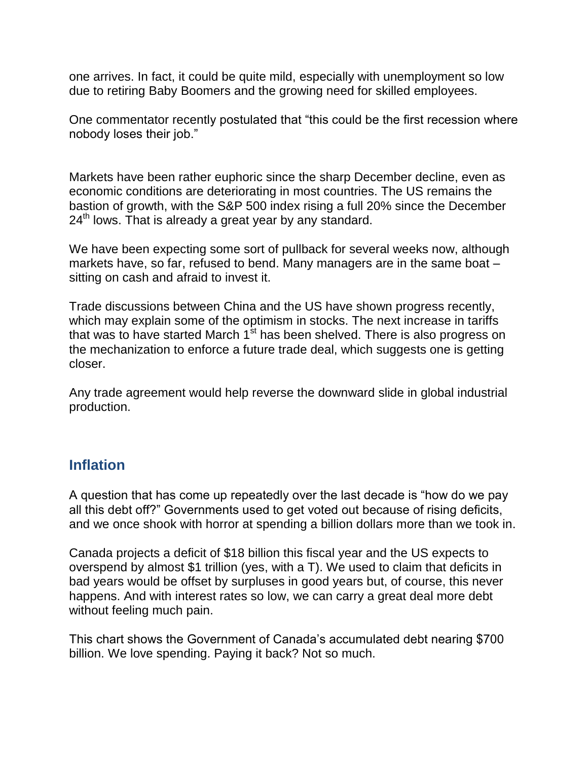one arrives. In fact, it could be quite mild, especially with unemployment so low due to retiring Baby Boomers and the growing need for skilled employees.

One commentator recently postulated that "this could be the first recession where nobody loses their job."

Markets have been rather euphoric since the sharp December decline, even as economic conditions are deteriorating in most countries. The US remains the bastion of growth, with the S&P 500 index rising a full 20% since the December 24th lows. That is already a great year by any standard.

We have been expecting some sort of pullback for several weeks now, although markets have, so far, refused to bend. Many managers are in the same boat – sitting on cash and afraid to invest it.

Trade discussions between China and the US have shown progress recently, which may explain some of the optimism in stocks. The next increase in tariffs that was to have started March 1st has been shelved. There is also progress on the mechanization to enforce a future trade deal, which suggests one is getting closer.

Any trade agreement would help reverse the downward slide in global industrial production.

## Inflation

A question that has come up repeatedly over the last decade is "how do we pay all this debt off?" Governments used to get voted out because of rising deficits, and we once shook with horror at spending a billion dollars more than we took in.

Canada projects a deficit of $18 billion this fiscal year and the US expects to overspend by almost $1 trillion (yes, with a T). We used to claim that deficits in bad years would be offset by surpluses in good years but, of course, this never happens. And with interest rates so low, we can carry a great deal more debt without feeling much pain.

This chart shows the Government of Canada's accumulated debt nearing $700 billion. We love spending. Paying it back? Not so much.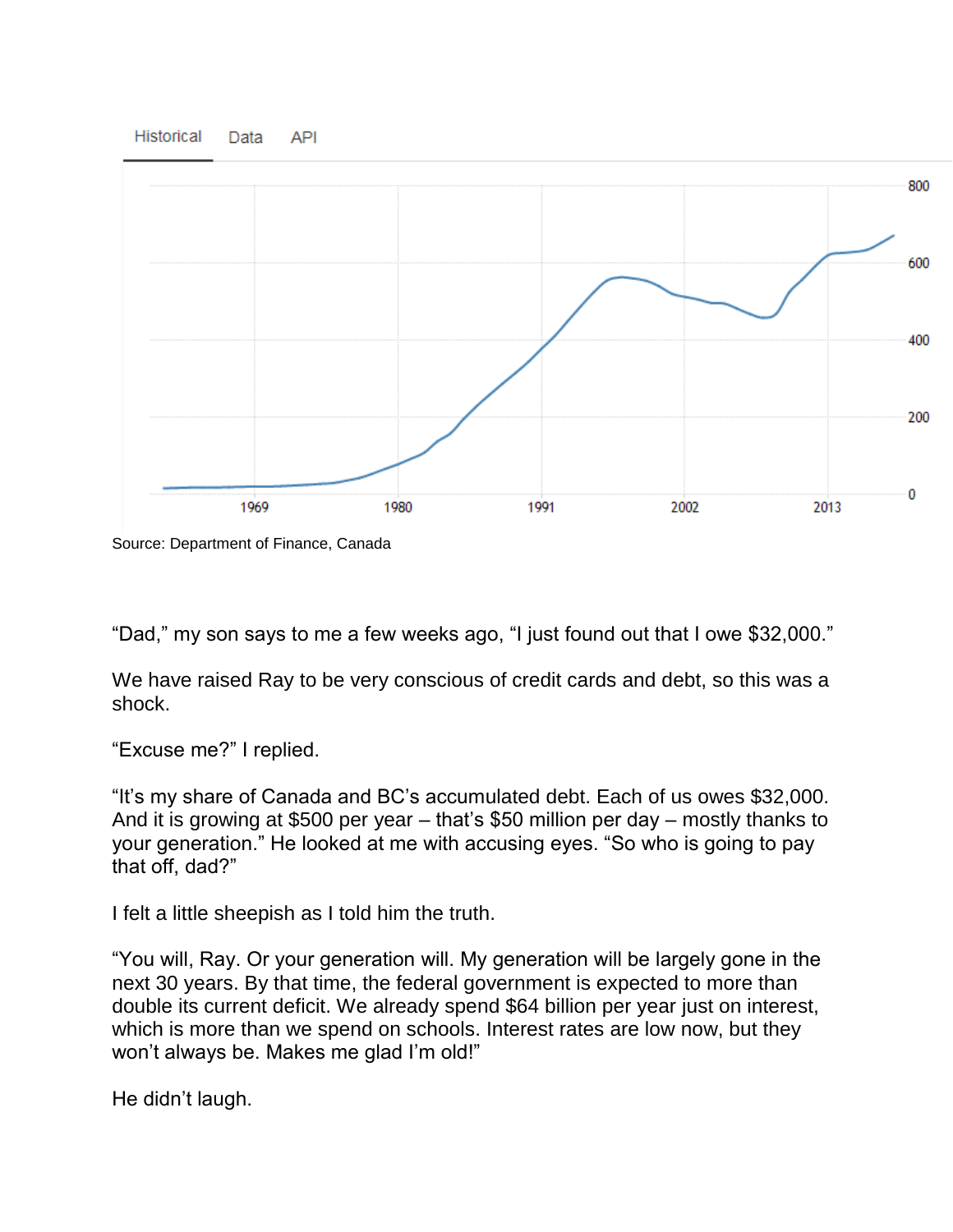Historical Data API

Source: Department of Finance, Canada

“Dad,” my son says to me a few weeks ago, “I just found out that I owe $32,000.”

We have raised Ray to be very conscious of credit cards and debt, so this was a shock.

“Excuse me?” I replied.

“It’s my share of Canada and BC’s accumulated debt. Each of us owes $32,000. And it is growing at $500 per year – that’s $50 million per day – mostly thanks to your generation.” He looked at me with accusing eyes. “So who is going to pay that off, dad?”

I felt a little sheepish as I told him the truth.

“You will, Ray. Or your generation will. My generation will be largely gone in the next 30 years. By that time, the federal government is expected to more than double its current deficit. We already spend $64 billion per year just on interest, which is more than we spend on schools. Interest rates are low now, but they won’t always be. Makes me glad I’m old!”

He didn’t laugh.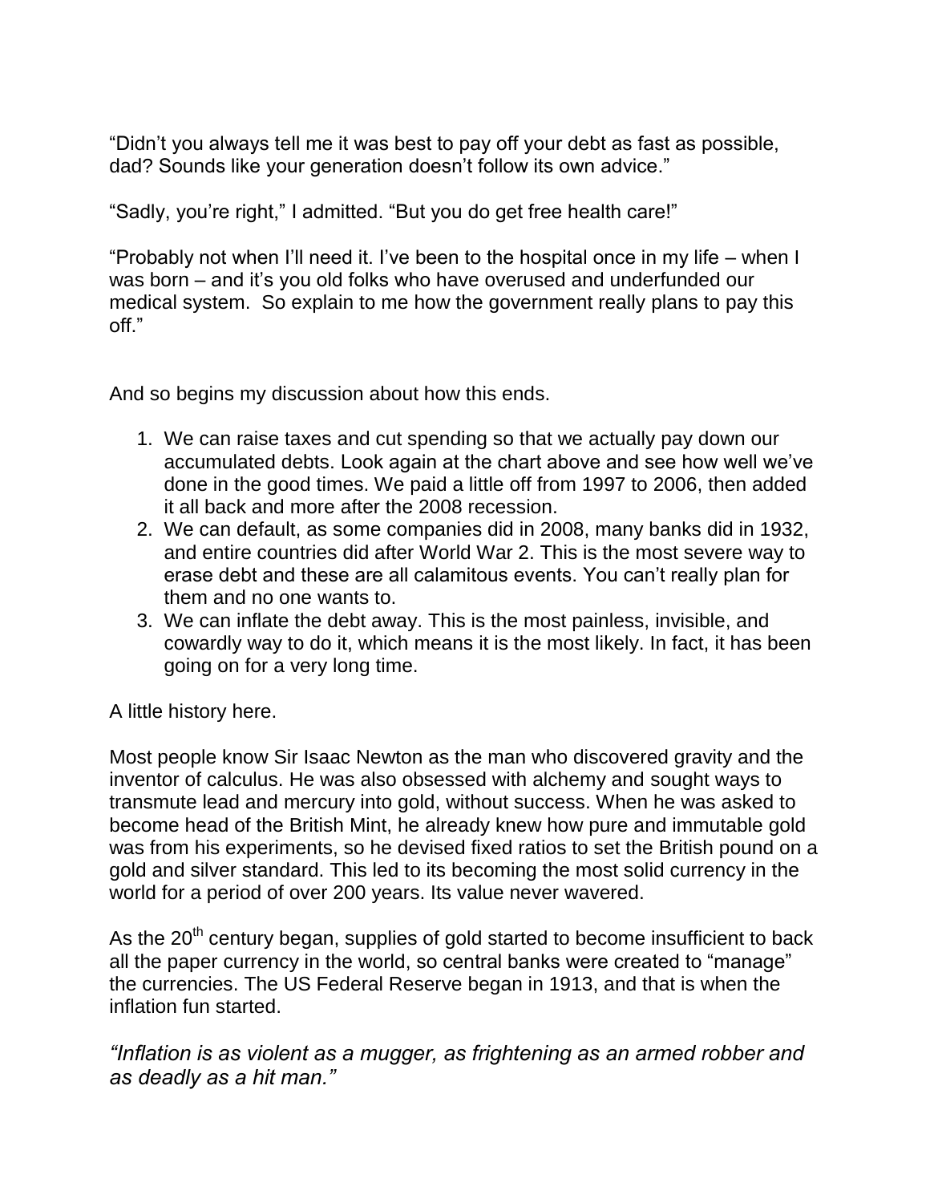“Didn’t you always tell me it was best to pay off your debt as fast as possible, dad? Sounds like your generation doesn’t follow its own advice.”

“Sadly, you’re right,” I admitted. “But you do get free health care!”

“Probably not when I’ll need it. I’ve been to the hospital once in my life – when I was born – and it’s you old folks who have overused and underfunded our medical system. So explain to me how the government really plans to pay this off.”

And so begins my discussion about how this ends.

1. We can raise taxes and cut spending so that we actually pay down our accumulated debts. Look again at the chart above and see how well we’ve done in the good times. We paid a little off from 1997 to 2006, then added it all back and more after the 2008 recession.
2. We can default, as some companies did in 2008, many banks did in 1932, and entire countries did after World War 2. This is the most severe way to erase debt and these are all calamitous events. You can’t really plan for them and no one wants to.
3. We can inflate the debt away. This is the most painless, invisible, and cowardly way to do it, which means it is the most likely. In fact, it has been going on for a very long time.

A little history here.

Most people know Sir Isaac Newton as the man who discovered gravity and the inventor of calculus. He was also obsessed with alchemy and sought ways to transmute lead and mercury into gold, without success. When he was asked to become head of the British Mint, he already knew how pure and immutable gold was from his experiments, so he devised fixed ratios to set the British pound on a gold and silver standard. This led to its becoming the most solid currency in the world for a period of over 200 years. Its value never wavered.

As the 20th century began, supplies of gold started to become insufficient to back all the paper currency in the world, so central banks were created to “manage” the currencies. The US Federal Reserve began in 1913, and that is when the inflation fun started.

*“Inflation is as violent as a mugger, as frightening as an armed robber and as deadly as a hit man.”*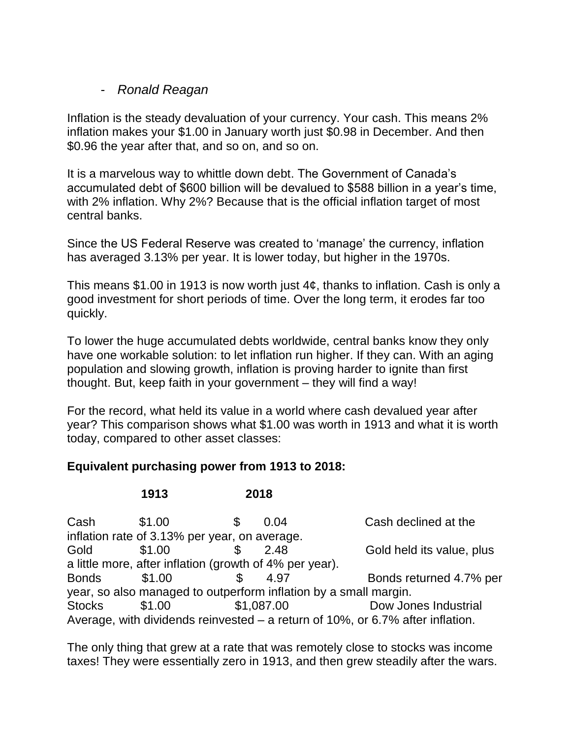- *Ronald Reagan*

Inflation is the steady devaluation of your currency. Your cash. This means 2% inflation makes your $1.00 in January worth just $0.98 in December. And then $0.96 the year after that, and so on, and so on.

It is a marvelous way to whittle down debt. The Government of Canada's accumulated debt of $600 billion will be devalued to $588 billion in a year's time, with 2% inflation. Why 2%? Because that is the official inflation target of most central banks.

Since the US Federal Reserve was created to 'manage' the currency, inflation has averaged 3.13% per year. It is lower today, but higher in the 1970s.

This means $1.00 in 1913 is now worth just 4¢, thanks to inflation. Cash is only a good investment for short periods of time. Over the long term, it erodes far too quickly.

To lower the huge accumulated debts worldwide, central banks know they only have one workable solution: to let inflation run higher. If they can. With an aging population and slowing growth, inflation is proving harder to ignite than first thought. But, keep faith in your government – they will find a way!

For the record, what held its value in a world where cash devalued year after year? This comparison shows what $1.00 was worth in 1913 and what it is worth today, compared to other asset classes:

**Equivalent purchasing power from 1913 to 2018:**

| | **1913** | **2018** | |
|---|---|---|---|
| Cash | $1.00 | $ 0.04 | Cash declined at the inflation rate of 3.13% per year, on average. |
| Gold | $1.00 | $ 2.48 | Gold held its value, plus a little more, after inflation (growth of 4% per year). |
| Bonds | $1.00 | $ 4.97 | Bonds returned 4.7% per year, so also managed to outperform inflation by a small margin. |
| Stocks | $1.00 | $1,087.00 | Dow Jones Industrial Average, with dividends reinvested – a return of 10%, or 6.7% after inflation. |

The only thing that grew at a rate that was remotely close to stocks was income taxes! They were essentially zero in 1913, and then grew steadily after the wars.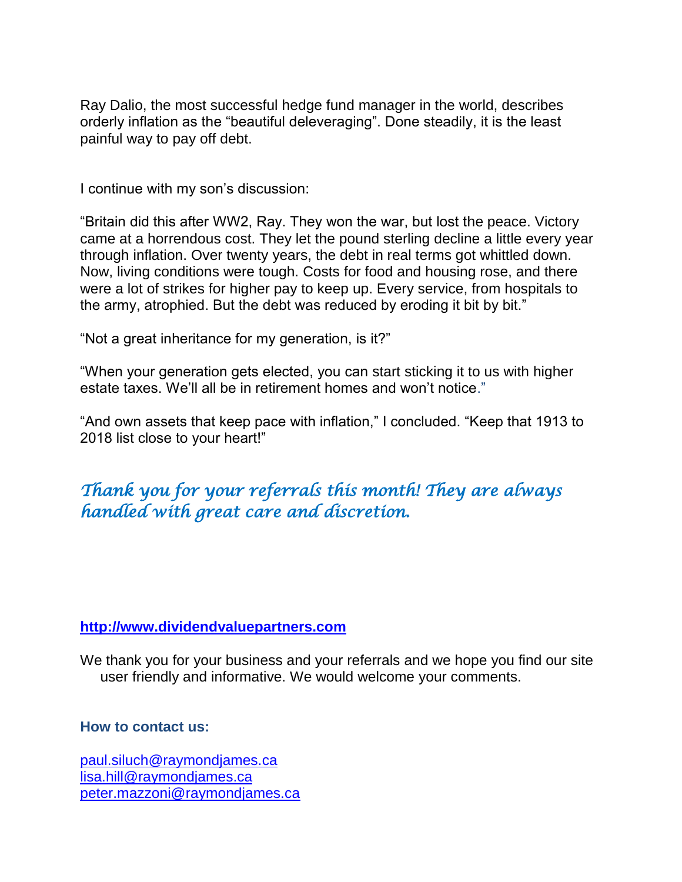Ray Dalio, the most successful hedge fund manager in the world, describes orderly inflation as the "beautiful deleveraging". Done steadily, it is the least painful way to pay off debt.

I continue with my son's discussion:

"Britain did this after WW2, Ray. They won the war, but lost the peace. Victory came at a horrendous cost. They let the pound sterling decline a little every year through inflation. Over twenty years, the debt in real terms got whittled down. Now, living conditions were tough. Costs for food and housing rose, and there were a lot of strikes for higher pay to keep up. Every service, from hospitals to the army, atrophied. But the debt was reduced by eroding it bit by bit."

"Not a great inheritance for my generation, is it?"

"When your generation gets elected, you can start sticking it to us with higher estate taxes. We'll all be in retirement homes and won't notice."

"And own assets that keep pace with inflation," I concluded. "Keep that 1913 to 2018 list close to your heart!"

*Thank you for your referrals this month! They are always handled with great care and discretion.*

**[http://www.dividendvaluepartners.com](http://www.dividendvaluepartners.com)**

We thank you for your business and your referrals and we hope you find our site user friendly and informative. We would welcome your comments.

**How to contact us:**

[paul.siluch@raymondjames.ca](mailto:paul.siluch@raymondjames.ca)
[lisa.hill@raymondjames.ca](mailto:lisa.hill@raymondjames.ca)
[peter.mazzoni@raymondjames.ca](mailto:peter.mazzoni@raymondjames.ca)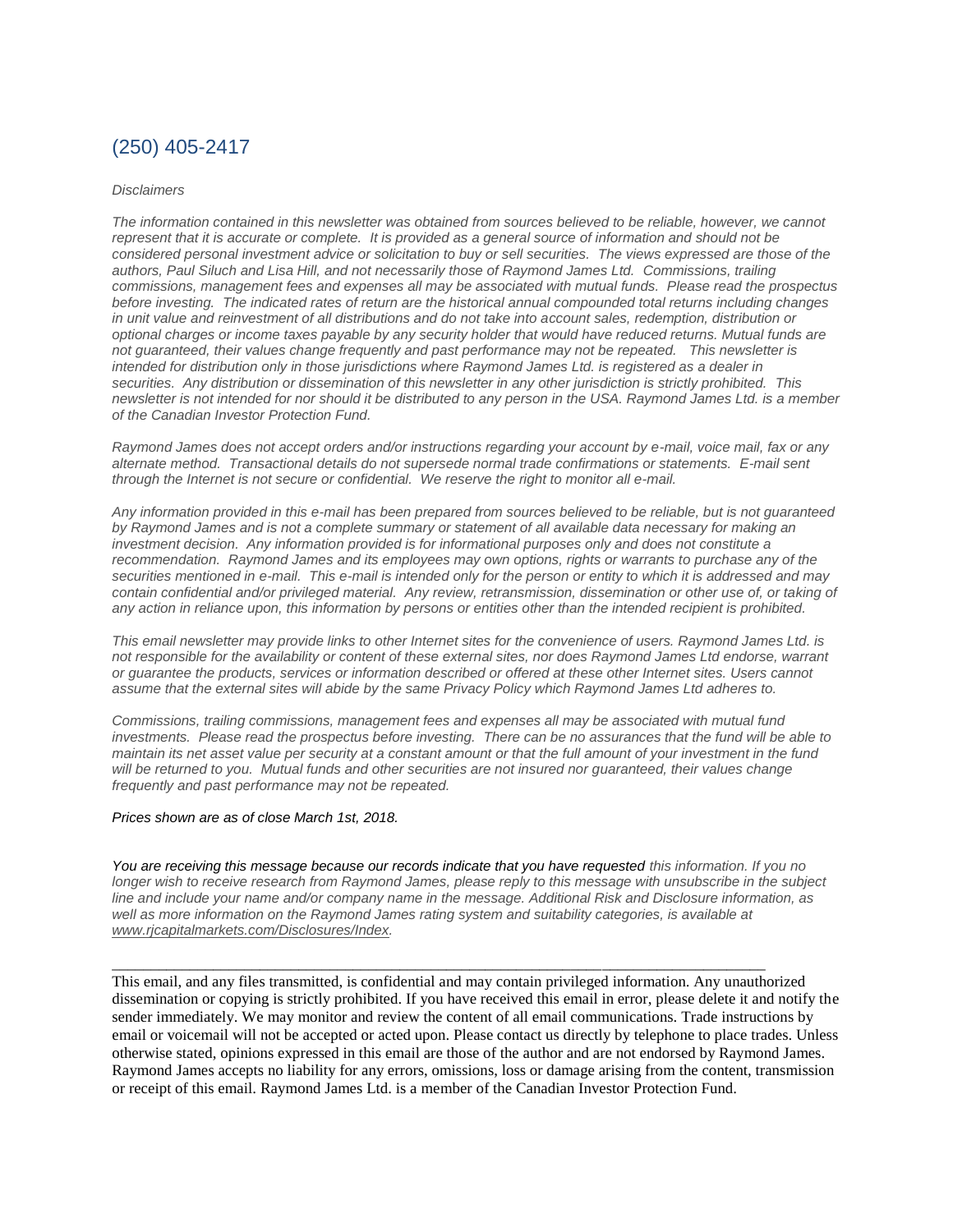(250) 405-2417

*Disclaimers*

*The information contained in this newsletter was obtained from sources believed to be reliable, however, we cannot represent that it is accurate or complete. It is provided as a general source of information and should not be considered personal investment advice or solicitation to buy or sell securities. The views expressed are those of the authors, Paul Siluch and Lisa Hill, and not necessarily those of Raymond James Ltd. Commissions, trailing commissions, management fees and expenses all may be associated with mutual funds. Please read the prospectus before investing. The indicated rates of return are the historical annual compounded total returns including changes in unit value and reinvestment of all distributions and do not take into account sales, redemption, distribution or optional charges or income taxes payable by any security holder that would have reduced returns. Mutual funds are not guaranteed, their values change frequently and past performance may not be repeated. This newsletter is intended for distribution only in those jurisdictions where Raymond James Ltd. is registered as a dealer in securities. Any distribution or dissemination of this newsletter in any other jurisdiction is strictly prohibited. This newsletter is not intended for nor should it be distributed to any person in the USA. Raymond James Ltd. is a member of the Canadian Investor Protection Fund.*

*Raymond James does not accept orders and/or instructions regarding your account by e-mail, voice mail, fax or any alternate method. Transactional details do not supersede normal trade confirmations or statements. E-mail sent through the Internet is not secure or confidential. We reserve the right to monitor all e-mail.*

*Any information provided in this e-mail has been prepared from sources believed to be reliable, but is not guaranteed by Raymond James and is not a complete summary or statement of all available data necessary for making an investment decision. Any information provided is for informational purposes only and does not constitute a recommendation. Raymond James and its employees may own options, rights or warrants to purchase any of the securities mentioned in e-mail. This e-mail is intended only for the person or entity to which it is addressed and may contain confidential and/or privileged material. Any review, retransmission, dissemination or other use of, or taking of any action in reliance upon, this information by persons or entities other than the intended recipient is prohibited.*

*This email newsletter may provide links to other Internet sites for the convenience of users. Raymond James Ltd. is not responsible for the availability or content of these external sites, nor does Raymond James Ltd endorse, warrant or guarantee the products, services or information described or offered at these other Internet sites. Users cannot assume that the external sites will abide by the same Privacy Policy which Raymond James Ltd adheres to.*

*Commissions, trailing commissions, management fees and expenses all may be associated with mutual fund investments. Please read the prospectus before investing. There can be no assurances that the fund will be able to maintain its net asset value per security at a constant amount or that the full amount of your investment in the fund will be returned to you. Mutual funds and other securities are not insured nor guaranteed, their values change frequently and past performance may not be repeated.*

*Prices shown are as of close March 1st, 2018.*

*You are receiving this message because our records indicate that you have requested this information. If you no longer wish to receive research from Raymond James, please reply to this message with unsubscribe in the subject line and include your name and/or company name in the message. Additional Risk and Disclosure information, as well as more information on the Raymond James rating system and suitability categories, is available at www.rjcapitalmarkets.com/Disclosures/Index.*

---

This email, and any files transmitted, is confidential and may contain privileged information. Any unauthorized dissemination or copying is strictly prohibited. If you have received this email in error, please delete it and notify the sender immediately. We may monitor and review the content of all email communications. Trade instructions by email or voicemail will not be accepted or acted upon. Please contact us directly by telephone to place trades. Unless otherwise stated, opinions expressed in this email are those of the author and are not endorsed by Raymond James. Raymond James accepts no liability for any errors, omissions, loss or damage arising from the content, transmission or receipt of this email. Raymond James Ltd. is a member of the Canadian Investor Protection Fund.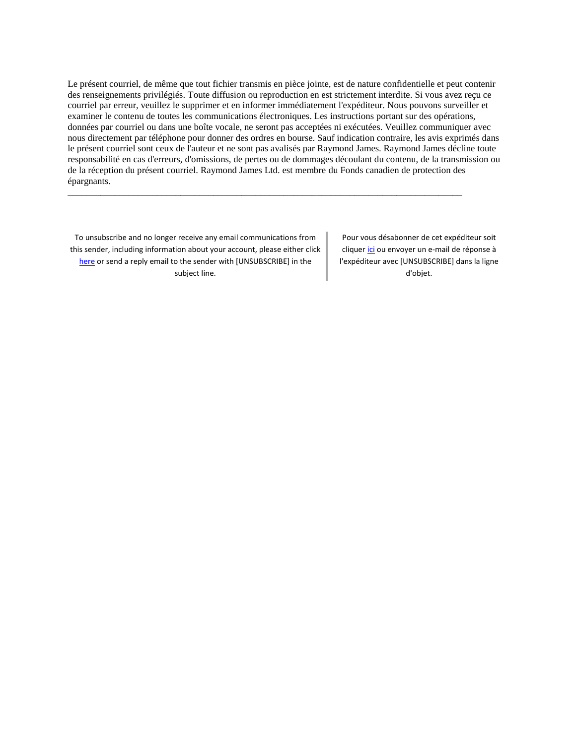Le présent courriel, de même que tout fichier transmis en pièce jointe, est de nature confidentielle et peut contenir des renseignements privilégiés. Toute diffusion ou reproduction en est strictement interdite. Si vous avez reçu ce courriel par erreur, veuillez le supprimer et en informer immédiatement l'expéditeur. Nous pouvons surveiller et examiner le contenu de toutes les communications électroniques. Les instructions portant sur des opérations, données par courriel ou dans une boîte vocale, ne seront pas acceptées ni exécutées. Veuillez communiquer avec nous directement par téléphone pour donner des ordres en bourse. Sauf indication contraire, les avis exprimés dans le présent courriel sont ceux de l'auteur et ne sont pas avalisés par Raymond James. Raymond James décline toute responsabilité en cas d'erreurs, d'omissions, de pertes ou de dommages découlant du contenu, de la transmission ou de la réception du présent courriel. Raymond James Ltd. est membre du Fonds canadien de protection des épargnants.

---

To unsubscribe and no longer receive any email communications from this sender, including information about your account, please either click here or send a reply email to the sender with [UNSUBSCRIBE] in the subject line.

Pour vous désabonner de cet expéditeur soit cliquer ici ou envoyer un e-mail de réponse à l'expéditeur avec [UNSUBSCRIBE] dans la ligne d'objet.